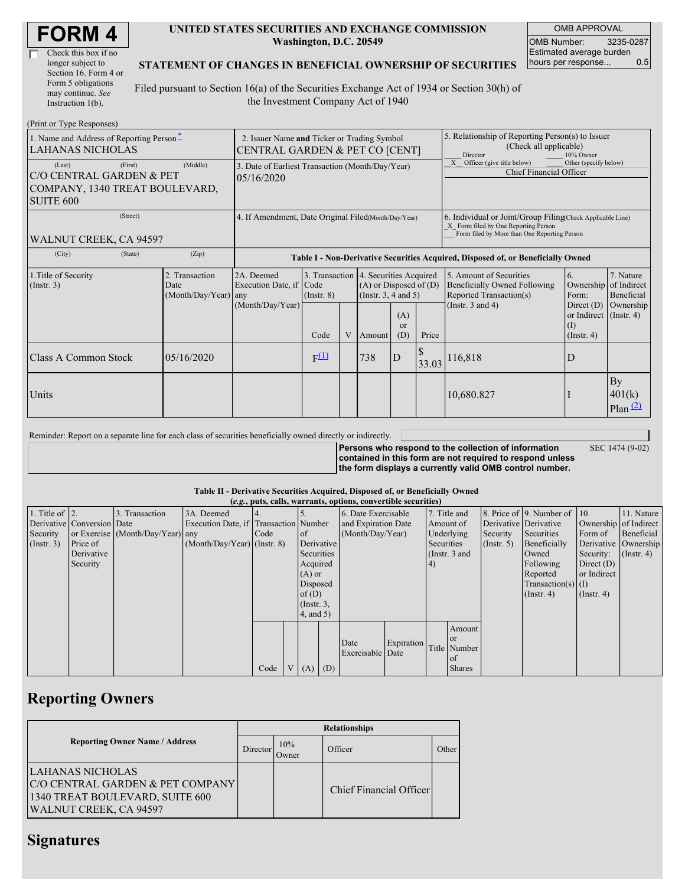# FORM 4

☐ Check this box if no longer subject to Section 16. Form 4 or Form 5 obligations may continue. *See* Instruction 1(b).

**UNITED STATES SECURITIES AND EXCHANGE COMMISSION**
**Washington, D.C. 20549**

**STATEMENT OF CHANGES IN BENEFICIAL OWNERSHIP OF SECURITIES**

Filed pursuant to Section 16(a) of the Securities Exchange Act of 1934 or Section 30(h) of the Investment Company Act of 1940

| OMB APPROVAL | |
|---|---|
| OMB Number: | 3235-0287 |
| Estimated average burden hours per response... | 0.5 |

(Print or Type Responses)

| 1. Name and Address of Reporting Person* | 2. Issuer Name and Ticker or Trading Symbol | 5. Relationship of Reporting Person(s) to Issuer (Check all applicable) |
|---|---|---|
| LAHANAS NICHOLAS | CENTRAL GARDEN & PET CO [CENT] | ___ Director ___ 10% Owner |
| (Last) (First) (Middle) C/O CENTRAL GARDEN & PET COMPANY, 1340 TREAT BOULEVARD, SUITE 600 | 3. Date of Earliest Transaction (Month/Day/Year) 05/16/2020 | _X_ Officer (give title below) ___ Other (specify below) Chief Financial Officer |
| (Street) WALNUT CREEK, CA 94597 | 4. If Amendment, Date Original Filed (Month/Day/Year) | 6. Individual or Joint/Group Filing (Check Applicable Line) _X_ Form filed by One Reporting Person ___ Form filed by More than One Reporting Person |
| (City) (State) (Zip) | | |

**Table I - Non-Derivative Securities Acquired, Disposed of, or Beneficially Owned**

| 1.Title of Security (Instr. 3) | 2. Transaction Date (Month/Day/Year) | 2A. Deemed Execution Date, if any (Month/Day/Year) | 3. Transaction Code (Instr. 8) | | 4. Securities Acquired (A) or Disposed of (D) (Instr. 3, 4 and 5) | | | 5. Amount of Securities Beneficially Owned Following Reported Transaction(s) (Instr. 3 and 4) | 6. Ownership Form: Direct (D) or Indirect (I) (Instr. 4) | 7. Nature of Indirect Beneficial Ownership (Instr. 4) |
|---|---|---|---|---|---|---|---|---|---|---|
| | | | Code | V | Amount | (A) or (D) | Price | | | |
| Class A Common Stock | 05/16/2020 | | F[(1)] | | 738 | D | $ 33.03 | 116,818 | D | |
| Units | | | | | | | | 10,680.827 | I | By 401(k) Plan [(2)] |

Reminder: Report on a separate line for each class of securities beneficially owned directly or indirectly.

**Persons who respond to the collection of information contained in this form are not required to respond unless the form displays a currently valid OMB control number.** SEC 1474 (9-02)

**Table II - Derivative Securities Acquired, Disposed of, or Beneficially Owned**
***(e.g., puts, calls, warrants, options, convertible securities)***

| 1. Title of Derivative Security (Instr. 3) | 2. Conversion or Exercise Price of Derivative Security | 3. Transaction Date (Month/Day/Year) | 3A. Deemed Execution Date, if any (Month/Day/Year) | 4. Transaction Code (Instr. 8) | | 5. Number of Derivative Securities Acquired (A) or Disposed of (D) (Instr. 3, 4, and 5) | | 6. Date Exercisable and Expiration Date (Month/Day/Year) | | 7. Title and Amount of Underlying Securities (Instr. 3 and 4) | | 8. Price of Derivative Security (Instr. 5) | 9. Number of Derivative Securities Beneficially Owned Following Reported Transaction(s) (Instr. 4) | 10. Ownership Form of Derivative Security: Direct (D) or Indirect (I) (Instr. 4) | 11. Nature of Indirect Beneficial Ownership (Instr. 4) |
|---|---|---|---|---|---|---|---|---|---|---|---|---|---|---|---|
| | | | | Code | V | (A) | (D) | Date Exercisable | Expiration Date | Title | Amount or Number of Shares | | | | |

## Reporting Owners

| Reporting Owner Name / Address | Relationships | | | |
|---|---|---|---|---|
| | Director | 10% Owner | Officer | Other |
| LAHANAS NICHOLAS C/O CENTRAL GARDEN & PET COMPANY 1340 TREAT BOULEVARD, SUITE 600 WALNUT CREEK, CA 94597 | | | Chief Financial Officer | |

## Signatures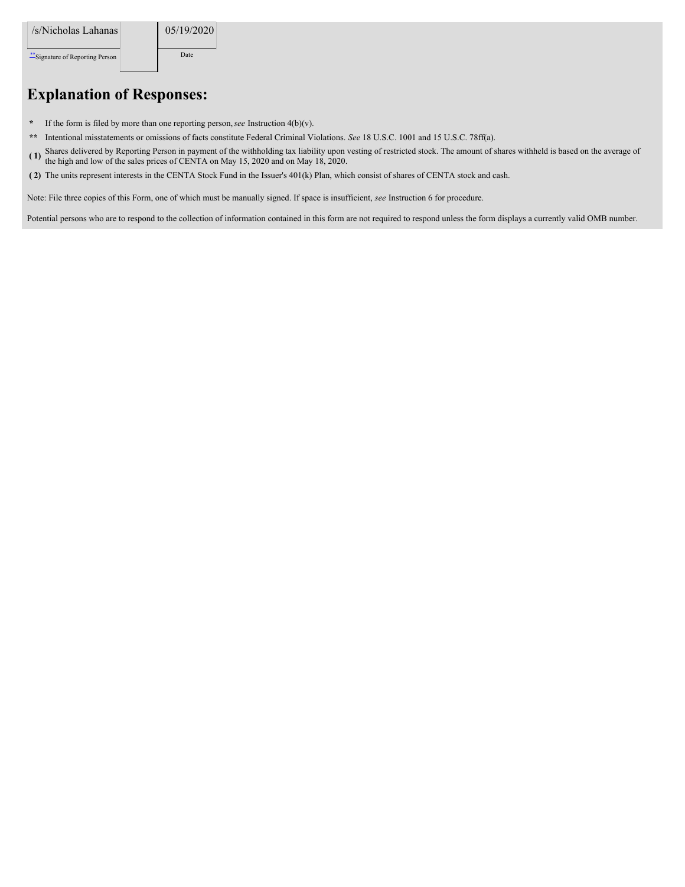| /s/Nicholas Lahanas | | 05/19/2020 |
| --- | --- | --- |
| ** Signature of Reporting Person | | Date |

## Explanation of Responses:

* If the form is filed by more than one reporting person, *see* Instruction 4(b)(v).

** Intentional misstatements or omissions of facts constitute Federal Criminal Violations. *See* 18 U.S.C. 1001 and 15 U.S.C. 78ff(a).

**( 1)** Shares delivered by Reporting Person in payment of the withholding tax liability upon vesting of restricted stock. The amount of shares withheld is based on the average of the high and low of the sales prices of CENTA on May 15, 2020 and on May 18, 2020.

**( 2)** The units represent interests in the CENTA Stock Fund in the Issuer's 401(k) Plan, which consist of shares of CENTA stock and cash.

Note: File three copies of this Form, one of which must be manually signed. If space is insufficient, *see* Instruction 6 for procedure.

Potential persons who are to respond to the collection of information contained in this form are not required to respond unless the form displays a currently valid OMB number.